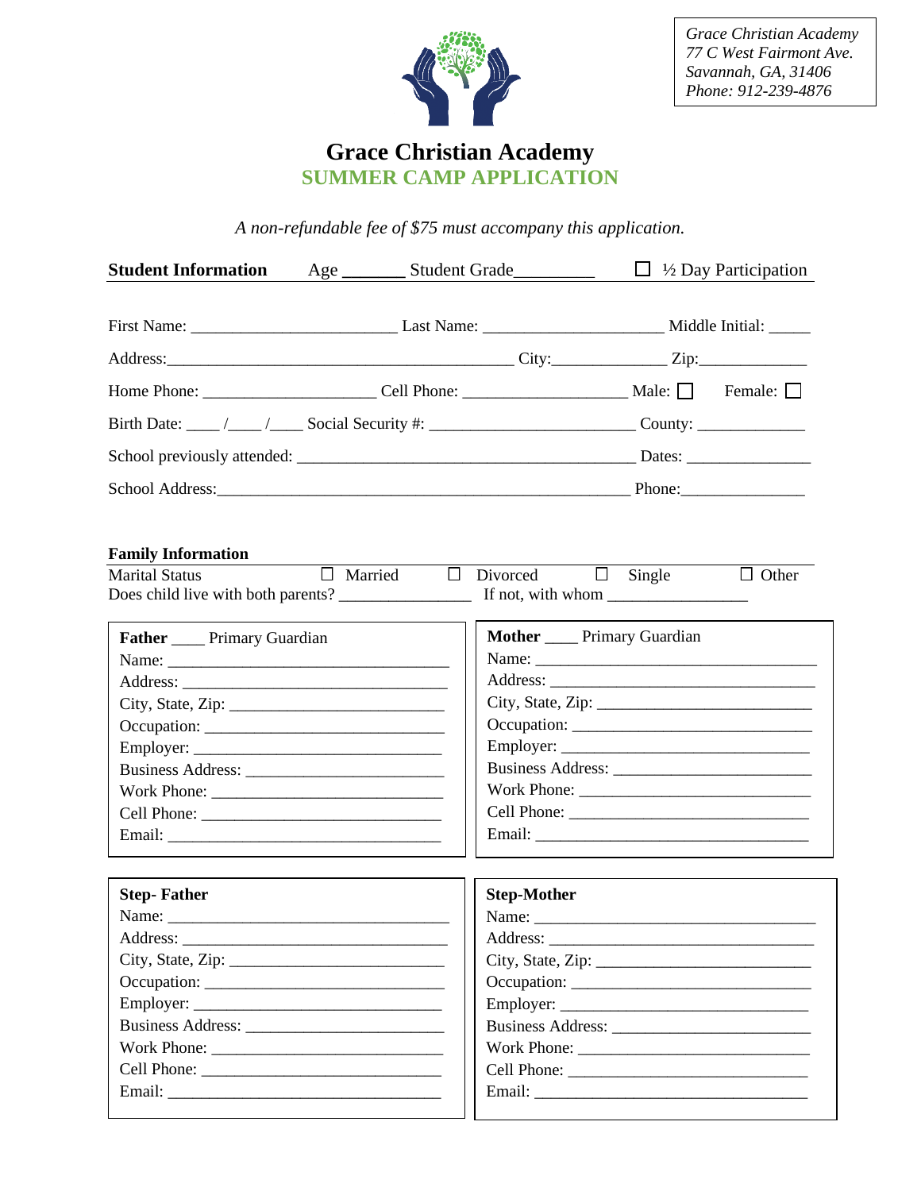*Grace Christian Academy*
*77 C West Fairmont Ave.*
*Savannah, GA, 31406*
*Phone: 912-239-4876*

# Grace Christian Academy

## SUMMER CAMP APPLICATION

*A non-refundable fee of $75 must accompany this application.*

**Student Information** Age _______ Student Grade_________ ☐ ½ Day Participation

First Name: ________________________ Last Name: _____________________ Middle Initial: _____

Address:__________________________________________ City:_____________ Zip:_____________

Home Phone: ____________________ Cell Phone: ___________________ Male: ☐ Female: ☐

Birth Date: ____ /____ /____ Social Security #: ________________________ County: ____________

School previously attended: _______________________________________ Dates: _______________

School Address:________________________________________________ Phone:_______________

**Family Information**

Marital Status ☐ Married ☐ Divorced ☐ Single ☐ Other

Does child live with both parents? _______________ If not, with whom ________________

**Father** ____ Primary Guardian

Name: _________________________________

Address: _______________________________

City, State, Zip: _________________________

Occupation: ____________________________

Employer: ______________________________

Business Address: _______________________

Work Phone: ____________________________

Cell Phone: _____________________________

Email: _________________________________

**Mother** ____ Primary Guardian

Name: _________________________________

Address: _______________________________

City, State, Zip: _________________________

Occupation: ____________________________

Employer: ______________________________

Business Address: _______________________

Work Phone: ____________________________

Cell Phone: _____________________________

Email: _________________________________

**Step- Father**

Name: _________________________________

Address: _______________________________

City, State, Zip: _________________________

Occupation: ____________________________

Employer: ______________________________

Business Address: _______________________

Work Phone: ____________________________

Cell Phone: _____________________________

Email: _________________________________

**Step-Mother**

Name: _________________________________

Address: _______________________________

City, State, Zip: _________________________

Occupation: ____________________________

Employer: ______________________________

Business Address: _______________________

Work Phone: ____________________________

Cell Phone: _____________________________

Email: _________________________________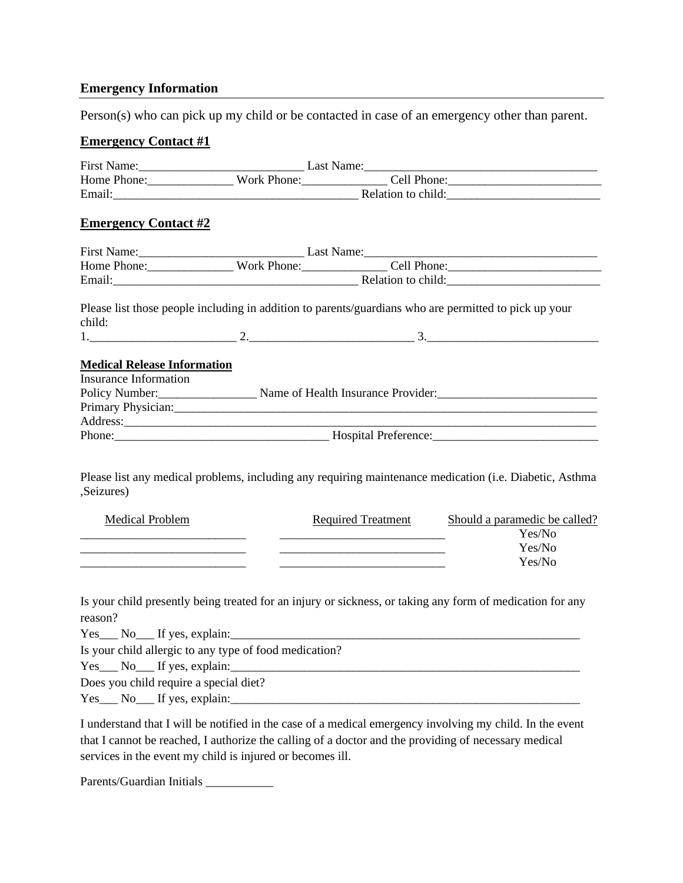## Emergency Information

Person(s) who can pick up my child or be contacted in case of an emergency other than parent.

**Emergency Contact #1**

First Name:___________________________ Last Name:_______________________________________
Home Phone:______________ Work Phone:______________ Cell Phone:_________________________
Email:_________________________________________ Relation to child:_________________________

**Emergency Contact #2**

First Name:___________________________ Last Name:_______________________________________
Home Phone:______________ Work Phone:______________ Cell Phone:_________________________
Email:_________________________________________ Relation to child:_________________________

Please list those people including in addition to parents/guardians who are permitted to pick up your child:
1.________________________ 2.___________________________ 3.____________________________

**Medical Release Information**
Insurance Information
Policy Number:________________ Name of Health Insurance Provider:__________________________
Primary Physician:_________________________________________________________________________
Address:_________________________________________________________________________________
Phone:___________________________________ Hospital Preference:___________________________

Please list any medical problems, including any requiring maintenance medication (i.e. Diabetic, Asthma ,Seizures)

| Medical Problem | Required Treatment | Should a paramedic be called? |
|---|---|---|
| ___________________________ | ___________________________ | Yes/No |
| ___________________________ | ___________________________ | Yes/No |
| ___________________________ | ___________________________ | Yes/No |

Is your child presently being treated for an injury or sickness, or taking any form of medication for any reason?
Yes___ No___ If yes, explain:_____________________________________________________________
Is your child allergic to any type of food medication?
Yes___ No___ If yes, explain:_____________________________________________________________
Does you child require a special diet?
Yes___ No___ If yes, explain:_____________________________________________________________

I understand that I will be notified in the case of a medical emergency involving my child. In the event that I cannot be reached, I authorize the calling of a doctor and the providing of necessary medical services in the event my child is injured or becomes ill.

Parents/Guardian Initials ___________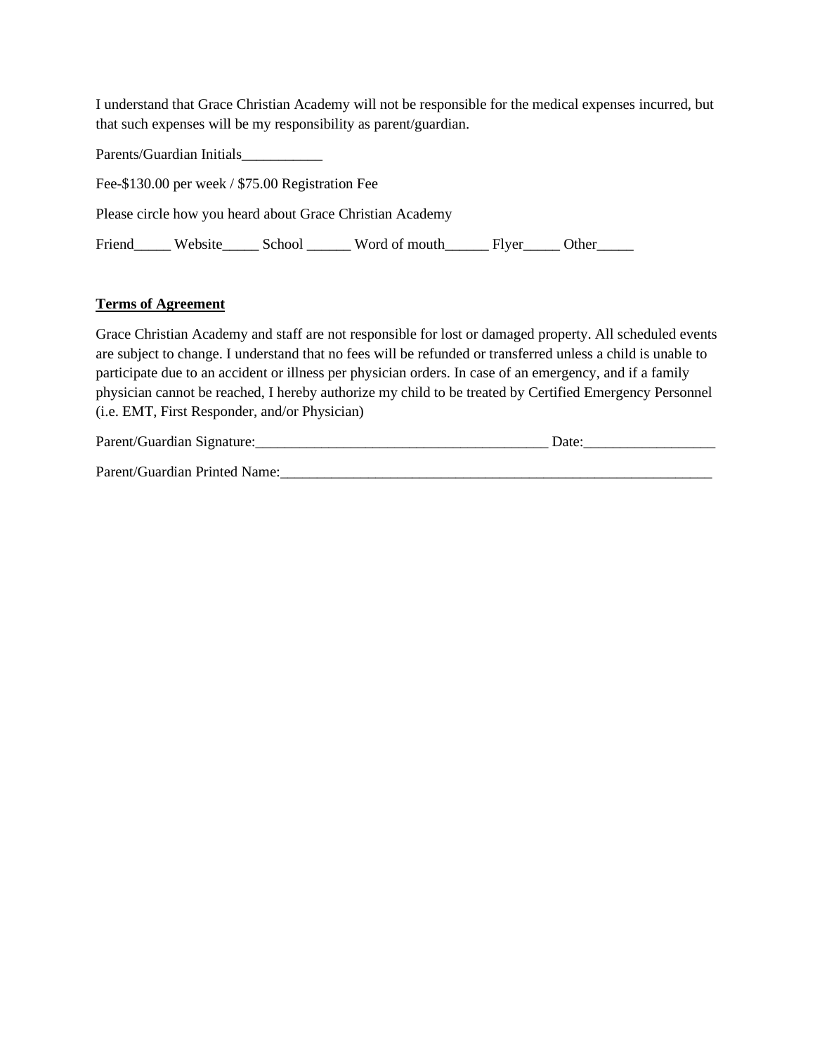I understand that Grace Christian Academy will not be responsible for the medical expenses incurred, but that such expenses will be my responsibility as parent/guardian.

Parents/Guardian Initials___________

Fee-$130.00 per week / $75.00 Registration Fee

Please circle how you heard about Grace Christian Academy

Friend_____ Website_____ School ______ Word of mouth______ Flyer_____ Other_____

**Terms of Agreement**

Grace Christian Academy and staff are not responsible for lost or damaged property. All scheduled events are subject to change. I understand that no fees will be refunded or transferred unless a child is unable to participate due to an accident or illness per physician orders. In case of an emergency, and if a family physician cannot be reached, I hereby authorize my child to be treated by Certified Emergency Personnel (i.e. EMT, First Responder, and/or Physician)

Parent/Guardian Signature:________________________________________ Date:__________________

Parent/Guardian Printed Name:_____________________________________________________________